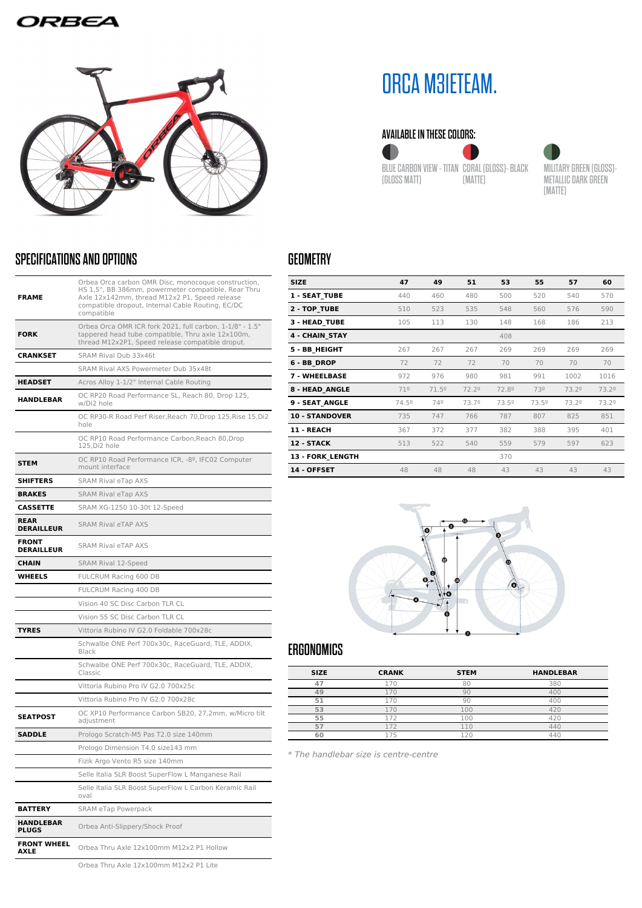# ORCA M31ETEAM.

## AVAILABLE IN THESE COLORS:

BLUE CARBON VIEW - TITAN (GLOSS MATT)

CORAL (GLOSS)- BLACK (MATTE)

MILITARY GREEN (GLOSS)- METALLIC DARK GREEN (MATTE)

## SPECIFICATIONS AND OPTIONS

| | |
|---|---|
| **FRAME** | Orbea Orca carbon OMR Disc, monocoque construction, HS 1,5", BB 386mm, powermeter compatible, Rear Thru Axle 12x142mm, thread M12x2 P1, Speed release compatible dropout, Internal Cable Routing, EC/DC compatible |
| **FORK** | Orbea Orca OMR ICR fork 2021, full carbon, 1-1/8" - 1.5" tappered head tube compatible, Thru axle 12x100m, thread M12x2P1, Speed release compatible dropout. |
| **CRANKSET** | SRAM Rival Dub 33x46t |
| | SRAM Rival AXS Powermeter Dub 35x48t |
| **HEADSET** | Acros Alloy 1-1/2" Internal Cable Routing |
| **HANDLEBAR** | OC RP20 Road Performance SL, Reach 80, Drop 125, w/Di2 hole |
| | OC RP30-R Road Perf Riser,Reach 70,Drop 125,Rise 15,Di2 hole |
| | OC RP10 Road Performance Carbon,Reach 80,Drop 125,Di2 hole |
| **STEM** | OC RP10 Road Performance ICR, -8º, IFC02 Computer mount interface |
| **SHIFTERS** | SRAM Rival eTap AXS |
| **BRAKES** | SRAM Rival eTap AXS |
| **CASSETTE** | SRAM XG-1250 10-30t 12-Speed |
| **REAR DERAILLEUR** | SRAM Rival eTAP AXS |
| **FRONT DERAILLEUR** | SRAM Rival eTAP AXS |
| **CHAIN** | SRAM Rival 12-Speed |
| **WHEELS** | FULCRUM Racing 600 DB |
| | FULCRUM Racing 400 DB |
| | Vision 40 SC Disc Carbon TLR CL |
| | Vision 55 SC Disc Carbon TLR CL |
| **TYRES** | Vittoria Rubino IV G2.0 Foldable 700x28c |
| | Schwalbe ONE Perf 700x30c, RaceGuard, TLE, ADDIX, Black |
| | Schwalbe ONE Perf 700x30c, RaceGuard, TLE, ADDIX, Classic |
| | Vittoria Rubino Pro IV G2.0 700x25c |
| | Vittoria Rubino Pro IV G2.0 700x28c |
| **SEATPOST** | OC XP10 Performance Carbon SB20, 27,2mm, w/Micro tilt adjustment |
| **SADDLE** | Prologo Scratch-M5 Pas T2.0 size 140mm |
| | Prologo Dimension T4.0 size143 mm |
| | Fizik Argo Vento R5 size 140mm |
| | Selle Italia SLR Boost SuperFlow L Manganese Rail |
| | Selle Italia SLR Boost SuperFlow L Carbon Keramic Rail oval |
| **BATTERY** | SRAM eTap Powerpack |
| **HANDLEBAR PLUGS** | Orbea Anti-Slippery/Shock Proof |
| **FRONT WHEEL AXLE** | Orbea Thru Axle 12x100mm M12x2 P1 Hollow |
| | Orbea Thru Axle 12x100mm M12x2 P1 Lite |

## GEOMETRY

| SIZE | 47 | 49 | 51 | 53 | 55 | 57 | 60 |
|---|---|---|---|---|---|---|---|
| 1 - SEAT_TUBE | 440 | 460 | 480 | 500 | 520 | 540 | 570 |
| 2 - TOP_TUBE | 510 | 523 | 535 | 548 | 560 | 576 | 590 |
| 3 - HEAD_TUBE | 105 | 113 | 130 | 148 | 168 | 186 | 213 |
| 4 - CHAIN_STAY | | | | 408 | | | |
| 5 - BB_HEIGHT | 267 | 267 | 267 | 269 | 269 | 269 | 269 |
| 6 - BB_DROP | 72 | 72 | 72 | 70 | 70 | 70 | 70 |
| 7 - WHEELBASE | 972 | 976 | 980 | 981 | 991 | 1002 | 1016 |
| 8 - HEAD_ANGLE | 71º | 71.5º | 72.2º | 72.8º | 73º | 73.2º | 73.2º |
| 9 - SEAT_ANGLE | 74.5º | 74º | 73.7º | 73.5º | 73.5º | 73.2º | 73.2º |
| 10 - STANDOVER | 735 | 747 | 766 | 787 | 807 | 825 | 851 |
| 11 - REACH | 367 | 372 | 377 | 382 | 388 | 395 | 401 |
| 12 - STACK | 513 | 522 | 540 | 559 | 579 | 597 | 623 |
| 13 - FORK_LENGTH | | | | 370 | | | |
| 14 - OFFSET | 48 | 48 | 48 | 43 | 43 | 43 | 43 |

## ERGONOMICS

| SIZE | CRANK | STEM | HANDLEBAR |
|---|---|---|---|
| 47 | 170 | 80 | 380 |
| 49 | 170 | 90 | 400 |
| 51 | 170 | 90 | 400 |
| 53 | 170 | 100 | 420 |
| 55 | 172 | 100 | 420 |
| 57 | 172 | 110 | 440 |
| 60 | 175 | 120 | 440 |

*\* The handlebar size is centre-centre*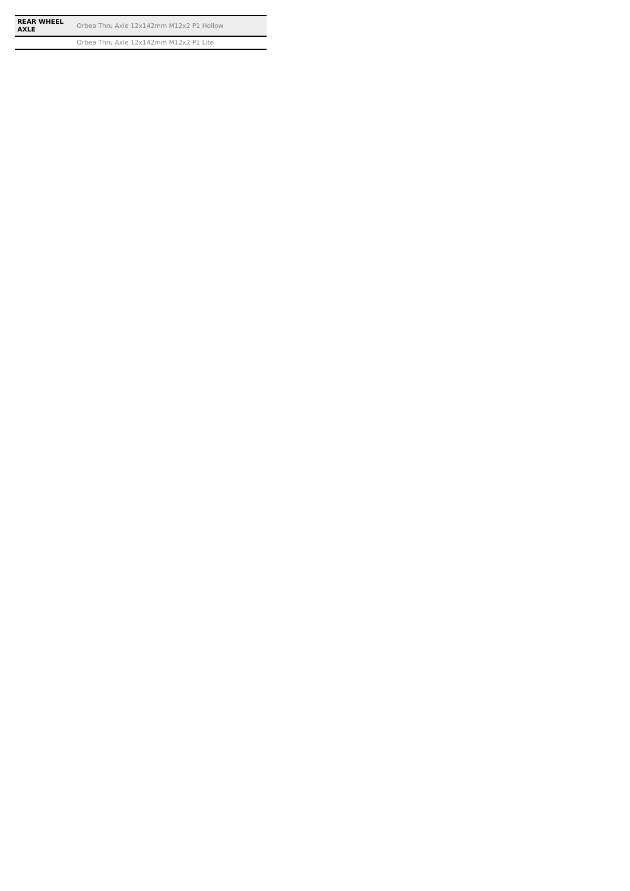| | |
|---|---|
| **REAR WHEEL AXLE** | Orbea Thru Axle 12x142mm M12x2 P1 Hollow |
| | Orbea Thru Axle 12x142mm M12x2 P1 Lite |